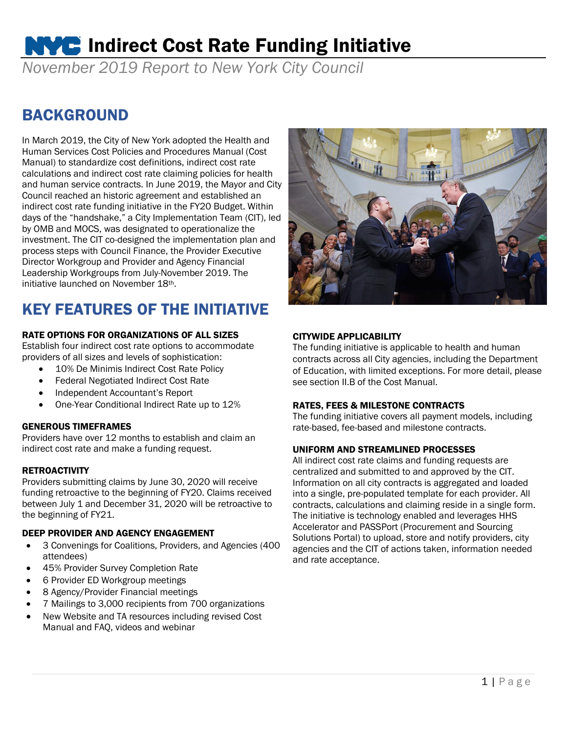# NYC Indirect Cost Rate Funding Initiative

*November 2019 Report to New York City Council*

## BACKGROUND

In March 2019, the City of New York adopted the Health and Human Services Cost Policies and Procedures Manual (Cost Manual) to standardize cost definitions, indirect cost rate calculations and indirect cost rate claiming policies for health and human service contracts. In June 2019, the Mayor and City Council reached an historic agreement and established an indirect cost rate funding initiative in the FY20 Budget. Within days of the "handshake," a City Implementation Team (CIT), led by OMB and MOCS, was designated to operationalize the investment. The CIT co-designed the implementation plan and process steps with Council Finance, the Provider Executive Director Workgroup and Provider and Agency Financial Leadership Workgroups from July-November 2019. The initiative launched on November 18th.

## KEY FEATURES OF THE INITIATIVE

### RATE OPTIONS FOR ORGANIZATIONS OF ALL SIZES

Establish four indirect cost rate options to accommodate providers of all sizes and levels of sophistication:

- 10% De Minimis Indirect Cost Rate Policy
- Federal Negotiated Indirect Cost Rate
- Independent Accountant's Report
- One-Year Conditional Indirect Rate up to 12%

### GENEROUS TIMEFRAMES

Providers have over 12 months to establish and claim an indirect cost rate and make a funding request.

### RETROACTIVITY

Providers submitting claims by June 30, 2020 will receive funding retroactive to the beginning of FY20. Claims received between July 1 and December 31, 2020 will be retroactive to the beginning of FY21.

### DEEP PROVIDER AND AGENCY ENGAGEMENT

- 3 Convenings for Coalitions, Providers, and Agencies (400 attendees)
- 45% Provider Survey Completion Rate
- 6 Provider ED Workgroup meetings
- 8 Agency/Provider Financial meetings
- 7 Mailings to 3,000 recipients from 700 organizations
- New Website and TA resources including revised Cost Manual and FAQ, videos and webinar

### CITYWIDE APPLICABILITY

The funding initiative is applicable to health and human contracts across all City agencies, including the Department of Education, with limited exceptions. For more detail, please see section II.B of the Cost Manual.

### RATES, FEES & MILESTONE CONTRACTS

The funding initiative covers all payment models, including rate-based, fee-based and milestone contracts.

### UNIFORM AND STREAMLINED PROCESSES

All indirect cost rate claims and funding requests are centralized and submitted to and approved by the CIT. Information on all city contracts is aggregated and loaded into a single, pre-populated template for each provider. All contracts, calculations and claiming reside in a single form. The initiative is technology enabled and leverages HHS Accelerator and PASSPort (Procurement and Sourcing Solutions Portal) to upload, store and notify providers, city agencies and the CIT of actions taken, information needed and rate acceptance.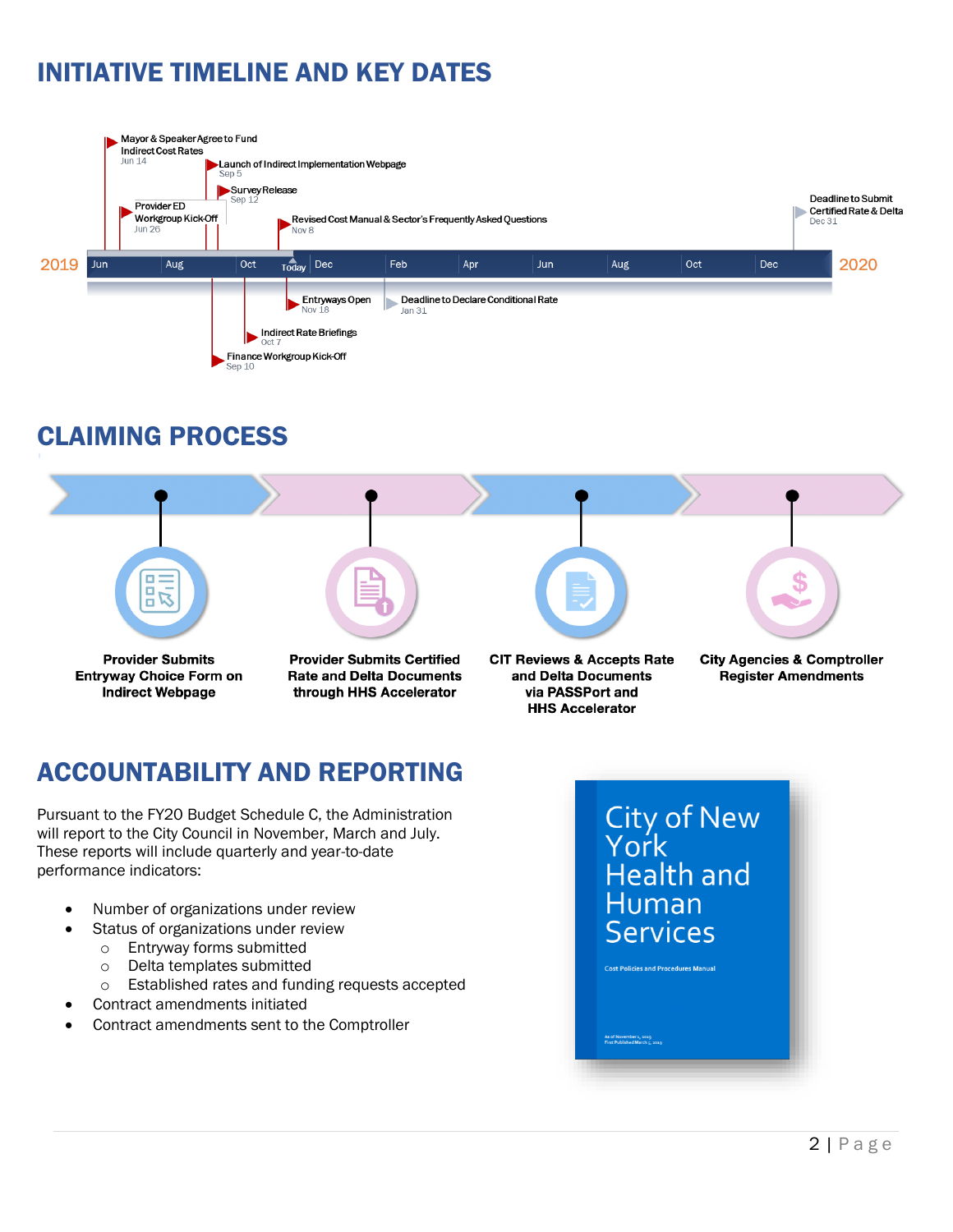## INITIATIVE TIMELINE AND KEY DATES

2019

Jun Aug Oct Today Dec Feb Apr Jun Aug Oct Dec

2020

Mayor & Speaker Agree to Fund Indirect Cost Rates
Jun 14

Provider ED Workgroup Kick-Off
Jun 26

Launch of Indirect Implementation Webpage
Sep 5

Survey Release
Sep 12

Revised Cost Manual & Sector's Frequently Asked Questions
Nov 8

Deadline to Submit Certified Rate & Delta
Dec 31

Entryways Open
Nov 18

Deadline to Declare Conditional Rate
Jan 31

Indirect Rate Briefings
Oct 7

Finance Workgroup Kick-Off
Sep 10

## CLAIMING PROCESS

**Provider Submits Entryway Choice Form on Indirect Webpage**

**Provider Submits Certified Rate and Delta Documents through HHS Accelerator**

**CIT Reviews & Accepts Rate and Delta Documents via PASSPort and HHS Accelerator**

**City Agencies & Comptroller Register Amendments**

## ACCOUNTABILITY AND REPORTING

Pursuant to the FY20 Budget Schedule C, the Administration will report to the City Council in November, March and July. These reports will include quarterly and year-to-date performance indicators:

- Number of organizations under review
- Status of organizations under review
    - Entryway forms submitted
    - Delta templates submitted
    - Established rates and funding requests accepted
- Contract amendments initiated
- Contract amendments sent to the Comptroller

City of New York Health and Human Services

Cost Policies and Procedures Manual